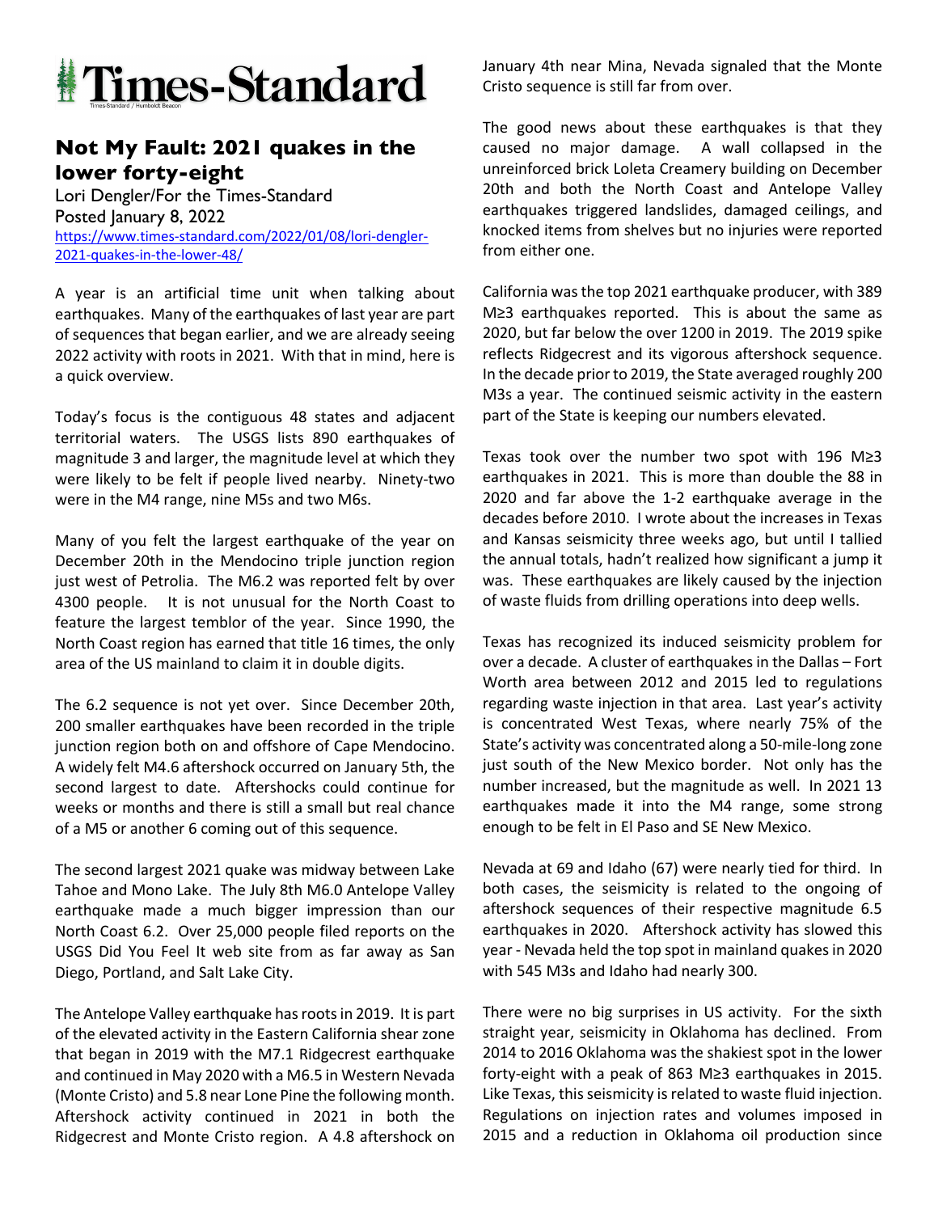# Times-Standard

## Not My Fault: 2021 quakes in the lower forty-eight

Lori Dengler/For the Times-Standard
Posted January 8, 2022
https://www.times-standard.com/2022/01/08/lori-dengler-2021-quakes-in-the-lower-48/

A year is an artificial time unit when talking about earthquakes. Many of the earthquakes of last year are part of sequences that began earlier, and we are already seeing 2022 activity with roots in 2021. With that in mind, here is a quick overview.

Today's focus is the contiguous 48 states and adjacent territorial waters. The USGS lists 890 earthquakes of magnitude 3 and larger, the magnitude level at which they were likely to be felt if people lived nearby. Ninety-two were in the M4 range, nine M5s and two M6s.

Many of you felt the largest earthquake of the year on December 20th in the Mendocino triple junction region just west of Petrolia. The M6.2 was reported felt by over 4300 people. It is not unusual for the North Coast to feature the largest temblor of the year. Since 1990, the North Coast region has earned that title 16 times, the only area of the US mainland to claim it in double digits.

The 6.2 sequence is not yet over. Since December 20th, 200 smaller earthquakes have been recorded in the triple junction region both on and offshore of Cape Mendocino. A widely felt M4.6 aftershock occurred on January 5th, the second largest to date. Aftershocks could continue for weeks or months and there is still a small but real chance of a M5 or another 6 coming out of this sequence.

The second largest 2021 quake was midway between Lake Tahoe and Mono Lake. The July 8th M6.0 Antelope Valley earthquake made a much bigger impression than our North Coast 6.2. Over 25,000 people filed reports on the USGS Did You Feel It web site from as far away as San Diego, Portland, and Salt Lake City.

The Antelope Valley earthquake has roots in 2019. It is part of the elevated activity in the Eastern California shear zone that began in 2019 with the M7.1 Ridgecrest earthquake and continued in May 2020 with a M6.5 in Western Nevada (Monte Cristo) and 5.8 near Lone Pine the following month. Aftershock activity continued in 2021 in both the Ridgecrest and Monte Cristo region. A 4.8 aftershock on January 4th near Mina, Nevada signaled that the Monte Cristo sequence is still far from over.

The good news about these earthquakes is that they caused no major damage. A wall collapsed in the unreinforced brick Loleta Creamery building on December 20th and both the North Coast and Antelope Valley earthquakes triggered landslides, damaged ceilings, and knocked items from shelves but no injuries were reported from either one.

California was the top 2021 earthquake producer, with 389 M≥3 earthquakes reported. This is about the same as 2020, but far below the over 1200 in 2019. The 2019 spike reflects Ridgecrest and its vigorous aftershock sequence. In the decade prior to 2019, the State averaged roughly 200 M3s a year. The continued seismic activity in the eastern part of the State is keeping our numbers elevated.

Texas took over the number two spot with 196 M≥3 earthquakes in 2021. This is more than double the 88 in 2020 and far above the 1-2 earthquake average in the decades before 2010. I wrote about the increases in Texas and Kansas seismicity three weeks ago, but until I tallied the annual totals, hadn't realized how significant a jump it was. These earthquakes are likely caused by the injection of waste fluids from drilling operations into deep wells.

Texas has recognized its induced seismicity problem for over a decade. A cluster of earthquakes in the Dallas – Fort Worth area between 2012 and 2015 led to regulations regarding waste injection in that area. Last year's activity is concentrated West Texas, where nearly 75% of the State's activity was concentrated along a 50-mile-long zone just south of the New Mexico border. Not only has the number increased, but the magnitude as well. In 2021 13 earthquakes made it into the M4 range, some strong enough to be felt in El Paso and SE New Mexico.

Nevada at 69 and Idaho (67) were nearly tied for third. In both cases, the seismicity is related to the ongoing of aftershock sequences of their respective magnitude 6.5 earthquakes in 2020. Aftershock activity has slowed this year - Nevada held the top spot in mainland quakes in 2020 with 545 M3s and Idaho had nearly 300.

There were no big surprises in US activity. For the sixth straight year, seismicity in Oklahoma has declined. From 2014 to 2016 Oklahoma was the shakiest spot in the lower forty-eight with a peak of 863 M≥3 earthquakes in 2015. Like Texas, this seismicity is related to waste fluid injection. Regulations on injection rates and volumes imposed in 2015 and a reduction in Oklahoma oil production since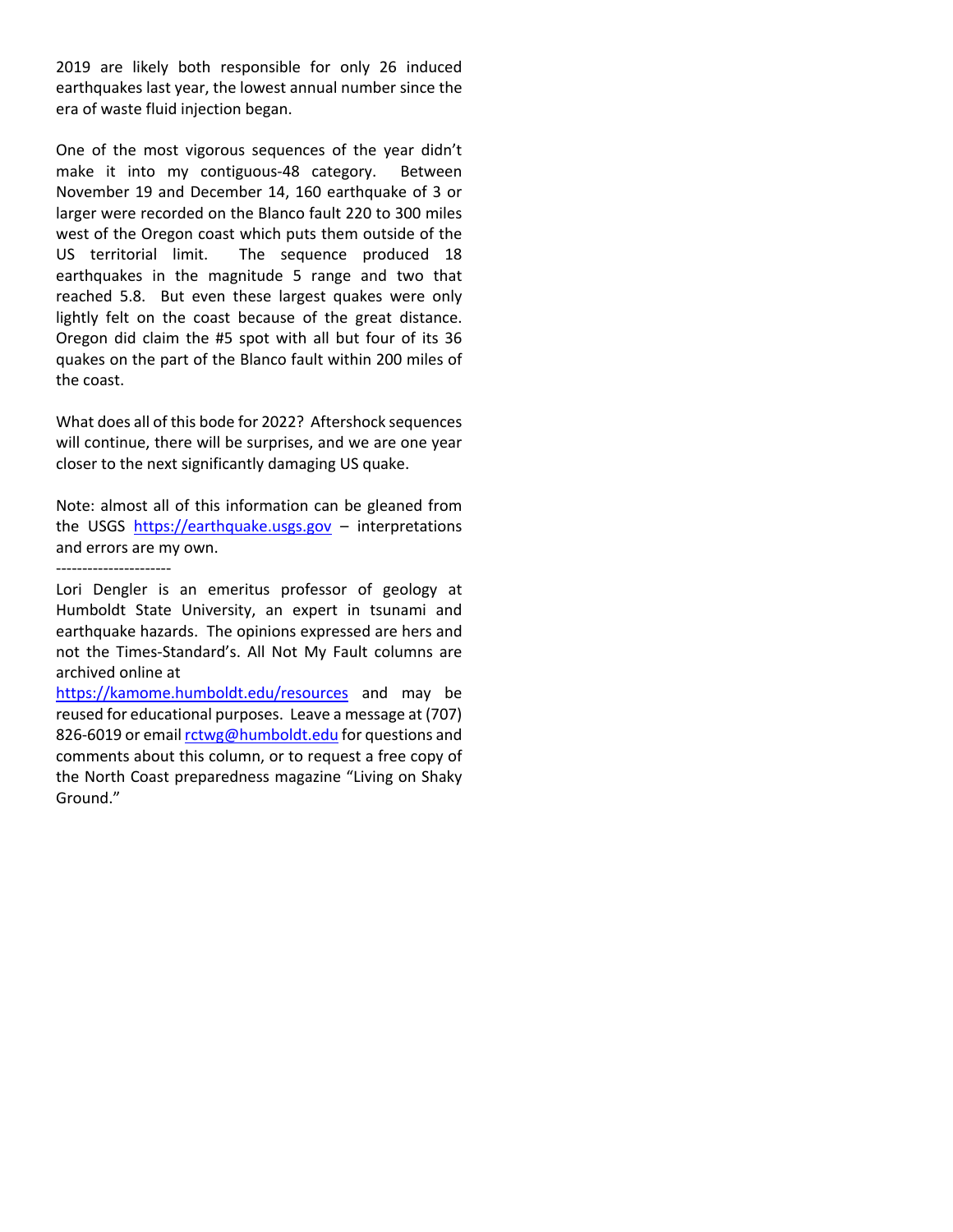2019 are likely both responsible for only 26 induced earthquakes last year, the lowest annual number since the era of waste fluid injection began.

One of the most vigorous sequences of the year didn't make it into my contiguous-48 category. Between November 19 and December 14, 160 earthquake of 3 or larger were recorded on the Blanco fault 220 to 300 miles west of the Oregon coast which puts them outside of the US territorial limit. The sequence produced 18 earthquakes in the magnitude 5 range and two that reached 5.8. But even these largest quakes were only lightly felt on the coast because of the great distance. Oregon did claim the #5 spot with all but four of its 36 quakes on the part of the Blanco fault within 200 miles of the coast.

What does all of this bode for 2022? Aftershock sequences will continue, there will be surprises, and we are one year closer to the next significantly damaging US quake.

Note: almost all of this information can be gleaned from the USGS https://earthquake.usgs.gov – interpretations and errors are my own.

----------------------

Lori Dengler is an emeritus professor of geology at Humboldt State University, an expert in tsunami and earthquake hazards. The opinions expressed are hers and not the Times-Standard's. All Not My Fault columns are archived online at https://kamome.humboldt.edu/resources and may be reused for educational purposes. Leave a message at (707) 826-6019 or email rctwg@humboldt.edu for questions and comments about this column, or to request a free copy of the North Coast preparedness magazine "Living on Shaky Ground."